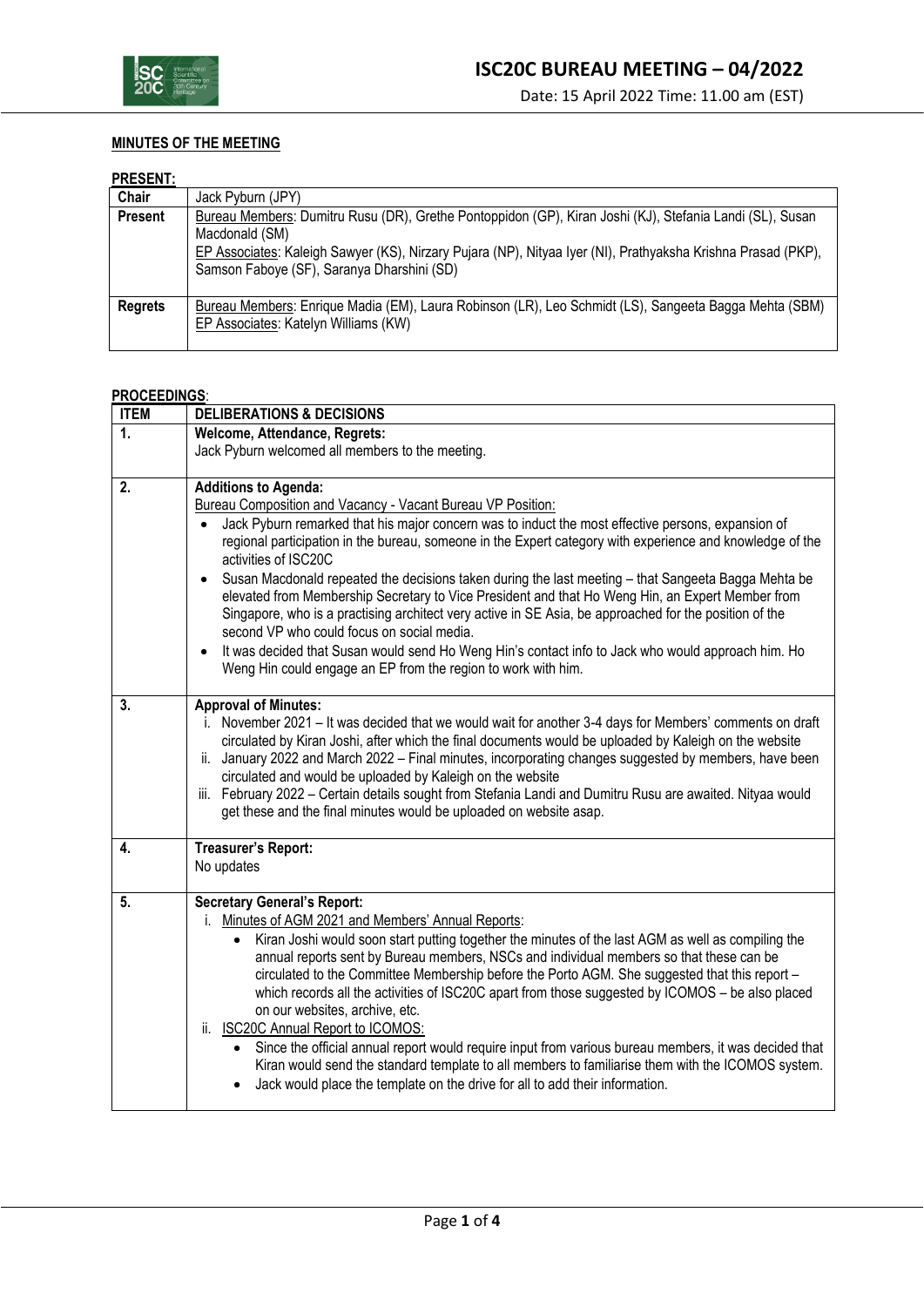# ISC20C BUREAU MEETING – 04/2022

Date: 15 April 2022 Time: 11.00 am (EST)

## MINUTES OF THE MEETING

**PRESENT:**

| | |
|---|---|
| **Chair** | Jack Pyburn (JPY) |
| **Present** | Bureau Members: Dumitru Rusu (DR), Grethe Pontoppidon (GP), Kiran Joshi (KJ), Stefania Landi (SL), Susan Macdonald (SM)<br>EP Associates: Kaleigh Sawyer (KS), Nirzary Pujara (NP), Nityaa Iyer (NI), Prathyaksha Krishna Prasad (PKP), Samson Faboye (SF), Saranya Dharshini (SD) |
| **Regrets** | Bureau Members: Enrique Madia (EM), Laura Robinson (LR), Leo Schmidt (LS), Sangeeta Bagga Mehta (SBM)<br>EP Associates: Katelyn Williams (KW) |

**PROCEEDINGS**:

| ITEM | DELIBERATIONS & DECISIONS |
|---|---|
| **1.** | **Welcome, Attendance, Regrets:**<br>Jack Pyburn welcomed all members to the meeting. |
| **2.** | **Additions to Agenda:**<br>Bureau Composition and Vacancy - Vacant Bureau VP Position:<br>• Jack Pyburn remarked that his major concern was to induct the most effective persons, expansion of regional participation in the bureau, someone in the Expert category with experience and knowledge of the activities of ISC20C<br>• Susan Macdonald repeated the decisions taken during the last meeting – that Sangeeta Bagga Mehta be elevated from Membership Secretary to Vice President and that Ho Weng Hin, an Expert Member from Singapore, who is a practising architect very active in SE Asia, be approached for the position of the second VP who could focus on social media.<br>• It was decided that Susan would send Ho Weng Hin's contact info to Jack who would approach him. Ho Weng Hin could engage an EP from the region to work with him. |
| **3.** | **Approval of Minutes:**<br>i. November 2021 – It was decided that we would wait for another 3-4 days for Members' comments on draft circulated by Kiran Joshi, after which the final documents would be uploaded by Kaleigh on the website<br>ii. January 2022 and March 2022 – Final minutes, incorporating changes suggested by members, have been circulated and would be uploaded by Kaleigh on the website<br>iii. February 2022 – Certain details sought from Stefania Landi and Dumitru Rusu are awaited. Nityaa would get these and the final minutes would be uploaded on website asap. |
| **4.** | **Treasurer's Report:**<br>No updates |
| **5.** | **Secretary General's Report:**<br>i. Minutes of AGM 2021 and Members' Annual Reports:<br>• Kiran Joshi would soon start putting together the minutes of the last AGM as well as compiling the annual reports sent by Bureau members, NSCs and individual members so that these can be circulated to the Committee Membership before the Porto AGM. She suggested that this report – which records all the activities of ISC20C apart from those suggested by ICOMOS – be also placed on our websites, archive, etc.<br>ii. ISC20C Annual Report to ICOMOS:<br>• Since the official annual report would require input from various bureau members, it was decided that Kiran would send the standard template to all members to familiarise them with the ICOMOS system.<br>• Jack would place the template on the drive for all to add their information. |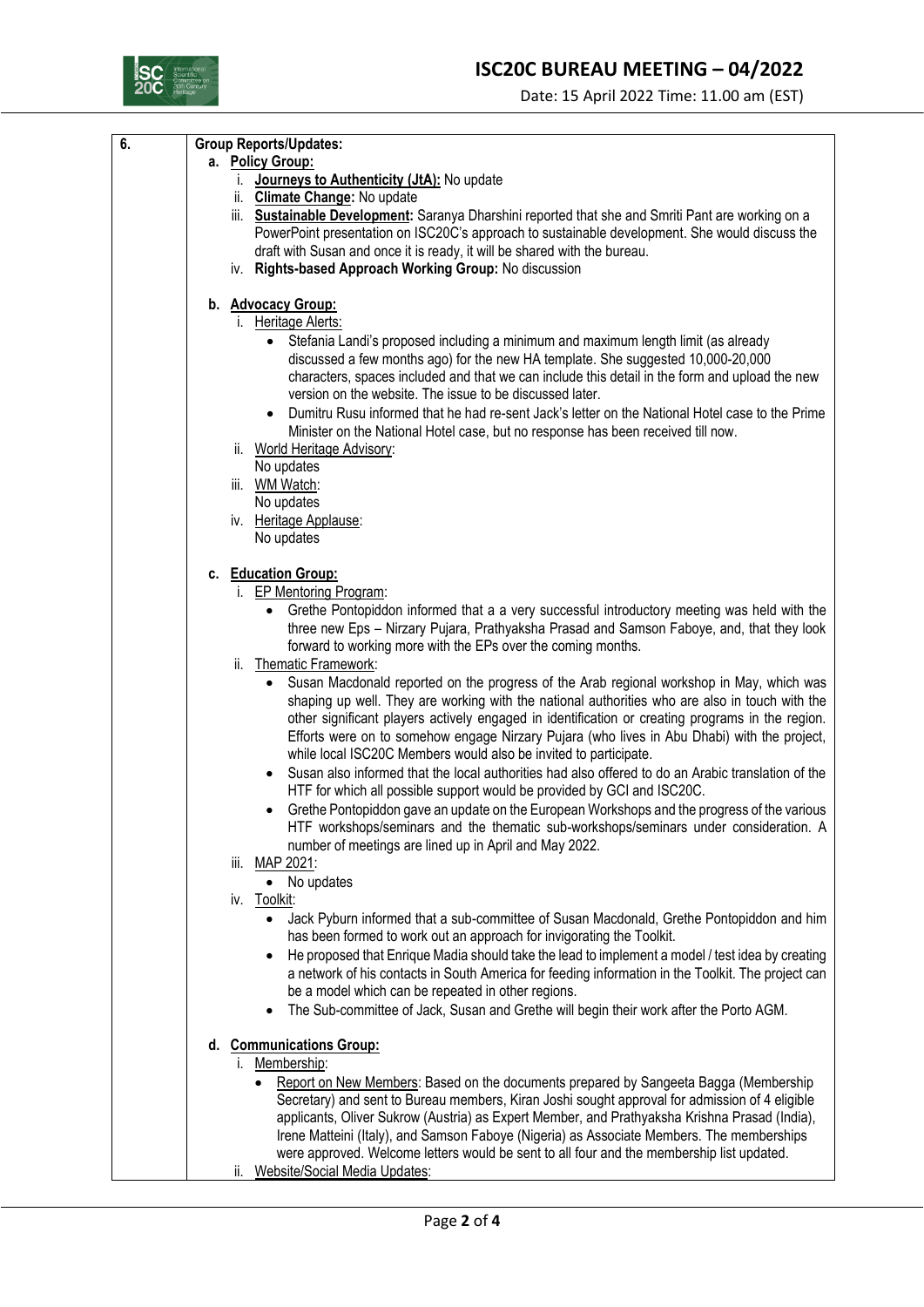| 6. | **Group Reports/Updates:** |
|---|---|

**a. Policy Group:**

i. **Journeys to Authenticity (JtA):** No update

ii. **Climate Change:** No update

iii. **Sustainable Development:** Saranya Dharshini reported that she and Smriti Pant are working on a PowerPoint presentation on ISC20C's approach to sustainable development. She would discuss the draft with Susan and once it is ready, it will be shared with the bureau.

iv. **Rights-based Approach Working Group:** No discussion

**b. Advocacy Group:**

i. Heritage Alerts:

- Stefania Landi's proposed including a minimum and maximum length limit (as already discussed a few months ago) for the new HA template. She suggested 10,000-20,000 characters, spaces included and that we can include this detail in the form and upload the new version on the website. The issue to be discussed later.
- Dumitru Rusu informed that he had re-sent Jack's letter on the National Hotel case to the Prime Minister on the National Hotel case, but no response has been received till now.

ii. World Heritage Advisory:
No updates

iii. WM Watch:
No updates

iv. Heritage Applause:
No updates

**c. Education Group:**

i. EP Mentoring Program:

- Grethe Pontopiddon informed that a a very successful introductory meeting was held with the three new Eps – Nirzary Pujara, Prathyaksha Prasad and Samson Faboye, and, that they look forward to working more with the EPs over the coming months.

ii. Thematic Framework:

- Susan Macdonald reported on the progress of the Arab regional workshop in May, which was shaping up well. They are working with the national authorities who are also in touch with the other significant players actively engaged in identification or creating programs in the region. Efforts were on to somehow engage Nirzary Pujara (who lives in Abu Dhabi) with the project, while local ISC20C Members would also be invited to participate.
- Susan also informed that the local authorities had also offered to do an Arabic translation of the HTF for which all possible support would be provided by GCI and ISC20C.
- Grethe Pontopiddon gave an update on the European Workshops and the progress of the various HTF workshops/seminars and the thematic sub-workshops/seminars under consideration. A number of meetings are lined up in April and May 2022.

iii. MAP 2021:

- No updates

iv. Toolkit:

- Jack Pyburn informed that a sub-committee of Susan Macdonald, Grethe Pontopiddon and him has been formed to work out an approach for invigorating the Toolkit.
- He proposed that Enrique Madia should take the lead to implement a model / test idea by creating a network of his contacts in South America for feeding information in the Toolkit. The project can be a model which can be repeated in other regions.
- The Sub-committee of Jack, Susan and Grethe will begin their work after the Porto AGM.

**d. Communications Group:**

i. Membership:

- Report on New Members: Based on the documents prepared by Sangeeta Bagga (Membership Secretary) and sent to Bureau members, Kiran Joshi sought approval for admission of 4 eligible applicants, Oliver Sukrow (Austria) as Expert Member, and Prathyaksha Krishna Prasad (India), Irene Matteini (Italy), and Samson Faboye (Nigeria) as Associate Members. The memberships were approved. Welcome letters would be sent to all four and the membership list updated.

ii. Website/Social Media Updates: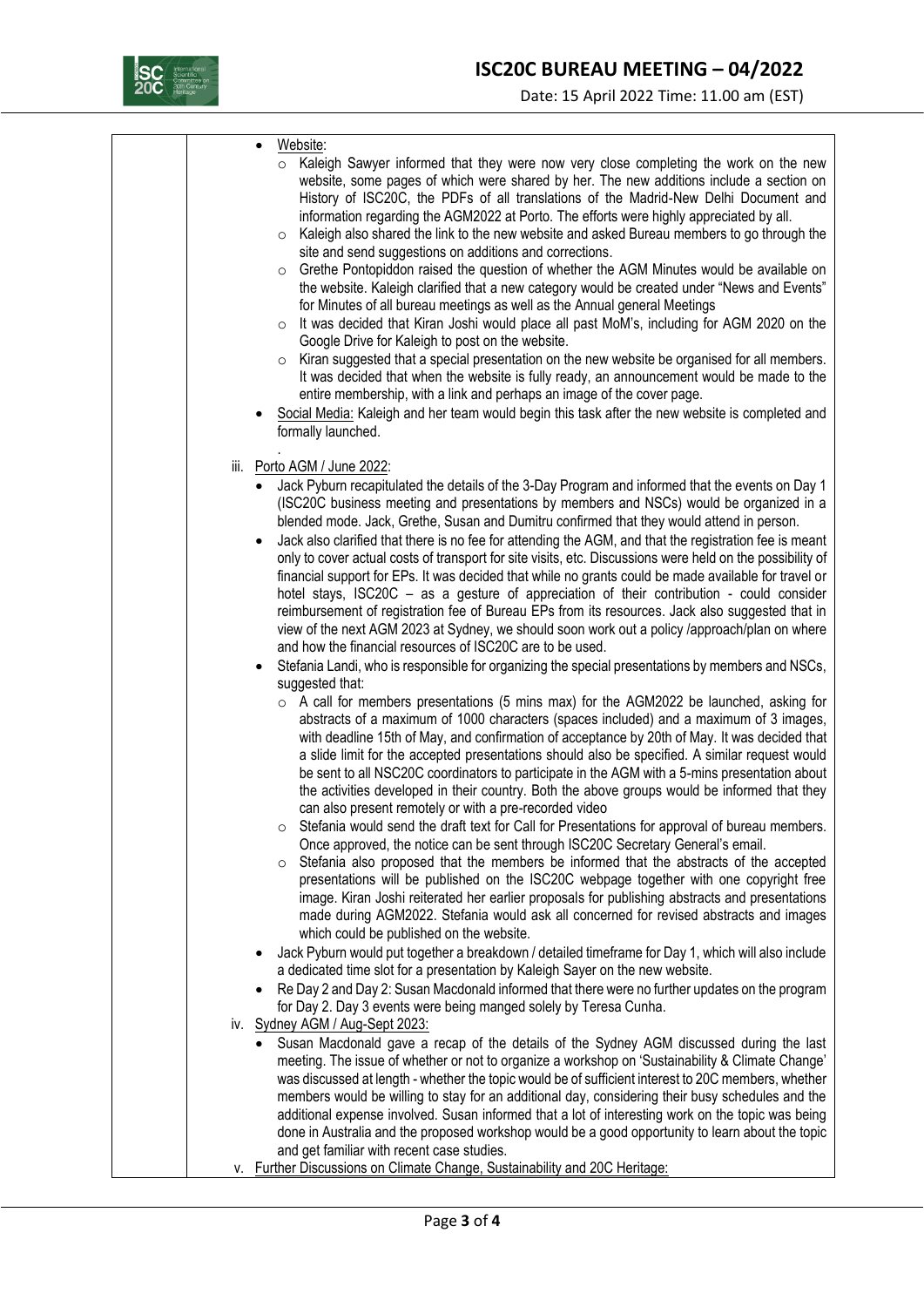- Website:
  - Kaleigh Sawyer informed that they were now very close completing the work on the new website, some pages of which were shared by her. The new additions include a section on History of ISC20C, the PDFs of all translations of the Madrid-New Delhi Document and information regarding the AGM2022 at Porto. The efforts were highly appreciated by all.
  - Kaleigh also shared the link to the new website and asked Bureau members to go through the site and send suggestions on additions and corrections.
  - Grethe Pontopiddon raised the question of whether the AGM Minutes would be available on the website. Kaleigh clarified that a new category would be created under "News and Events" for Minutes of all bureau meetings as well as the Annual general Meetings
  - It was decided that Kiran Joshi would place all past MoM's, including for AGM 2020 on the Google Drive for Kaleigh to post on the website.
  - Kiran suggested that a special presentation on the new website be organised for all members. It was decided that when the website is fully ready, an announcement would be made to the entire membership, with a link and perhaps an image of the cover page.
- Social Media: Kaleigh and her team would begin this task after the new website is completed and formally launched.

.

iii. Porto AGM / June 2022:

- Jack Pyburn recapitulated the details of the 3-Day Program and informed that the events on Day 1 (ISC20C business meeting and presentations by members and NSCs) would be organized in a blended mode. Jack, Grethe, Susan and Dumitru confirmed that they would attend in person.
- Jack also clarified that there is no fee for attending the AGM, and that the registration fee is meant only to cover actual costs of transport for site visits, etc. Discussions were held on the possibility of financial support for EPs. It was decided that while no grants could be made available for travel or hotel stays, ISC20C – as a gesture of appreciation of their contribution - could consider reimbursement of registration fee of Bureau EPs from its resources. Jack also suggested that in view of the next AGM 2023 at Sydney, we should soon work out a policy /approach/plan on where and how the financial resources of ISC20C are to be used.
- Stefania Landi, who is responsible for organizing the special presentations by members and NSCs, suggested that:
  - A call for members presentations (5 mins max) for the AGM2022 be launched, asking for abstracts of a maximum of 1000 characters (spaces included) and a maximum of 3 images, with deadline 15th of May, and confirmation of acceptance by 20th of May. It was decided that a slide limit for the accepted presentations should also be specified. A similar request would be sent to all NSC20C coordinators to participate in the AGM with a 5-mins presentation about the activities developed in their country. Both the above groups would be informed that they can also present remotely or with a pre-recorded video
  - Stefania would send the draft text for Call for Presentations for approval of bureau members. Once approved, the notice can be sent through ISC20C Secretary General's email.
  - Stefania also proposed that the members be informed that the abstracts of the accepted presentations will be published on the ISC20C webpage together with one copyright free image. Kiran Joshi reiterated her earlier proposals for publishing abstracts and presentations made during AGM2022. Stefania would ask all concerned for revised abstracts and images which could be published on the website.
- Jack Pyburn would put together a breakdown / detailed timeframe for Day 1, which will also include a dedicated time slot for a presentation by Kaleigh Sayer on the new website.
- Re Day 2 and Day 2: Susan Macdonald informed that there were no further updates on the program for Day 2. Day 3 events were being manged solely by Teresa Cunha.

iv. Sydney AGM / Aug-Sept 2023:

- Susan Macdonald gave a recap of the details of the Sydney AGM discussed during the last meeting. The issue of whether or not to organize a workshop on 'Sustainability & Climate Change' was discussed at length - whether the topic would be of sufficient interest to 20C members, whether members would be willing to stay for an additional day, considering their busy schedules and the additional expense involved. Susan informed that a lot of interesting work on the topic was being done in Australia and the proposed workshop would be a good opportunity to learn about the topic and get familiar with recent case studies.

v. Further Discussions on Climate Change, Sustainability and 20C Heritage: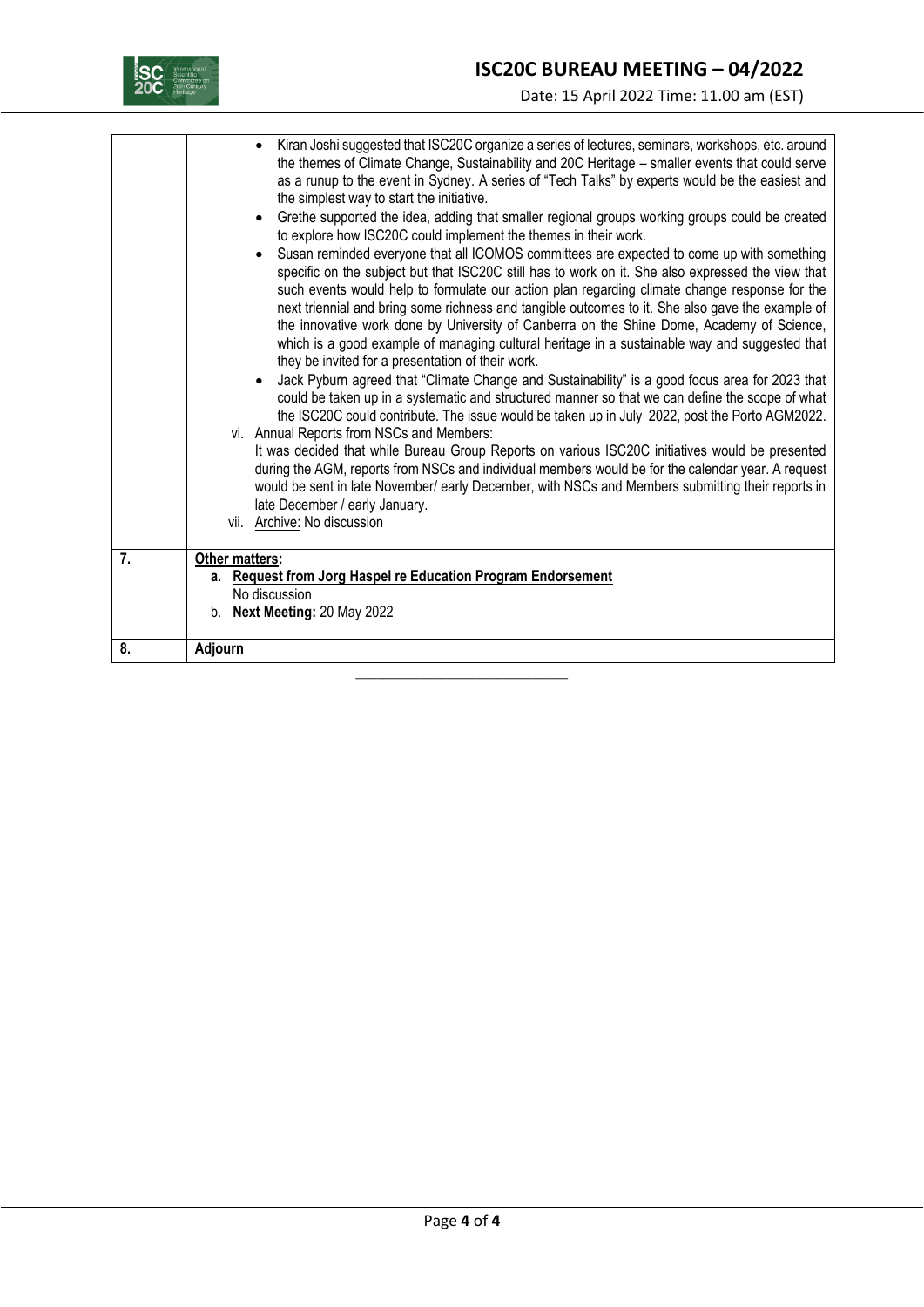| | |
|---|---|
| | • Kiran Joshi suggested that ISC20C organize a series of lectures, seminars, workshops, etc. around the themes of Climate Change, Sustainability and 20C Heritage – smaller events that could serve as a runup to the event in Sydney. A series of "Tech Talks" by experts would be the easiest and the simplest way to start the initiative.<br>• Grethe supported the idea, adding that smaller regional groups working groups could be created to explore how ISC20C could implement the themes in their work.<br>• Susan reminded everyone that all ICOMOS committees are expected to come up with something specific on the subject but that ISC20C still has to work on it. She also expressed the view that such events would help to formulate our action plan regarding climate change response for the next triennial and bring some richness and tangible outcomes to it. She also gave the example of the innovative work done by University of Canberra on the Shine Dome, Academy of Science, which is a good example of managing cultural heritage in a sustainable way and suggested that they be invited for a presentation of their work.<br>• Jack Pyburn agreed that "Climate Change and Sustainability" is a good focus area for 2023 that could be taken up in a systematic and structured manner so that we can define the scope of what the ISC20C could contribute. The issue would be taken up in July 2022, post the Porto AGM2022.<br>vi. Annual Reports from NSCs and Members:<br>It was decided that while Bureau Group Reports on various ISC20C initiatives would be presented during the AGM, reports from NSCs and individual members would be for the calendar year. A request would be sent in late November/ early December, with NSCs and Members submitting their reports in late December / early January.<br>vii. Archive: No discussion |
| **7.** | **Other matters:**<br>a. **Request from Jorg Haspel re Education Program Endorsement**<br>No discussion<br>b. **Next Meeting:** 20 May 2022 |
| **8.** | **Adjourn** |

---